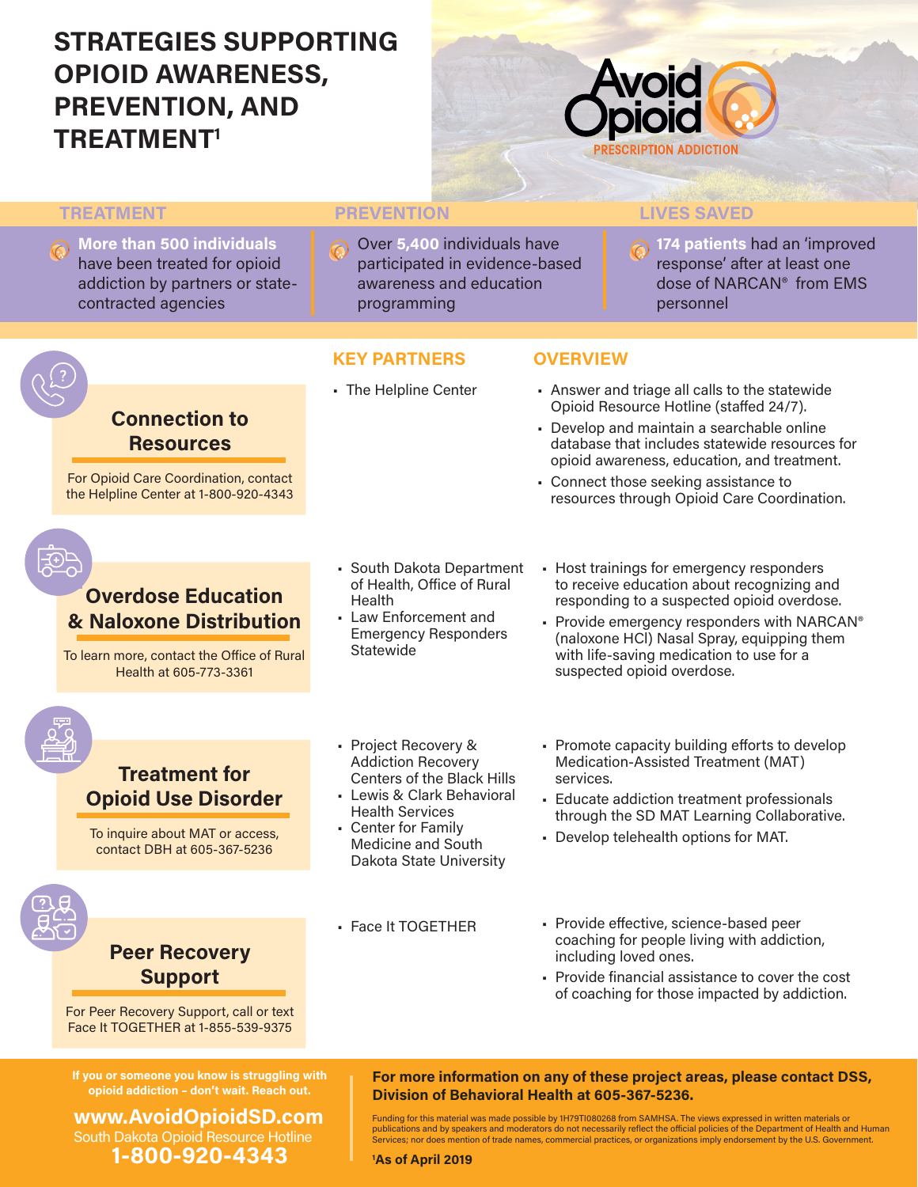# STRATEGIES SUPPORTING OPIOID AWARENESS, PREVENTION, AND TREATMENT[1]

Avoid Opioid
PRESCRIPTION ADDICTION

| TREATMENT | PREVENTION | LIVES SAVED |
|---|---|---|
| **More than 500 individuals** have been treated for opioid addiction by partners or state-contracted agencies | Over **5,400** individuals have participated in evidence-based awareness and education programming | **174 patients** had an 'improved response' after at least one dose of NARCAN® from EMS personnel |

## Connection to Resources

For Opioid Care Coordination, contact the Helpline Center at 1-800-920-4343

**KEY PARTNERS**

- The Helpline Center

**OVERVIEW**

- Answer and triage all calls to the statewide Opioid Resource Hotline (staffed 24/7).
- Develop and maintain a searchable online database that includes statewide resources for opioid awareness, education, and treatment.
- Connect those seeking assistance to resources through Opioid Care Coordination.

## Overdose Education & Naloxone Distribution

To learn more, contact the Office of Rural Health at 605-773-3361

**KEY PARTNERS**

- South Dakota Department of Health, Office of Rural Health
- Law Enforcement and Emergency Responders Statewide

**OVERVIEW**

- Host trainings for emergency responders to receive education about recognizing and responding to a suspected opioid overdose.
- Provide emergency responders with NARCAN® (naloxone HCl) Nasal Spray, equipping them with life-saving medication to use for a suspected opioid overdose.

## Treatment for Opioid Use Disorder

To inquire about MAT or access, contact DBH at 605-367-5236

**KEY PARTNERS**

- Project Recovery & Addiction Recovery Centers of the Black Hills
- Lewis & Clark Behavioral Health Services
- Center for Family Medicine and South Dakota State University

**OVERVIEW**

- Promote capacity building efforts to develop Medication-Assisted Treatment (MAT) services.
- Educate addiction treatment professionals through the SD MAT Learning Collaborative.
- Develop telehealth options for MAT.

## Peer Recovery Support

For Peer Recovery Support, call or text Face It TOGETHER at 1-855-539-9375

**KEY PARTNERS**

- Face It TOGETHER

**OVERVIEW**

- Provide effective, science-based peer coaching for people living with addiction, including loved ones.
- Provide financial assistance to cover the cost of coaching for those impacted by addiction.

---

If you or someone you know is struggling with opioid addiction – don't wait. Reach out.

**www.AvoidOpioidSD.com**
South Dakota Opioid Resource Hotline
**1-800-920-4343**

**For more information on any of these project areas, please contact DSS, Division of Behavioral Health at 605-367-5236.**

Funding for this material was made possible by 1H79TI080268 from SAMHSA. The views expressed in written materials or publications and by speakers and moderators do not necessarily reflect the official policies of the Department of Health and Human Services; nor does mention of trade names, commercial practices, or organizations imply endorsement by the U.S. Government.

[1]As of April 2019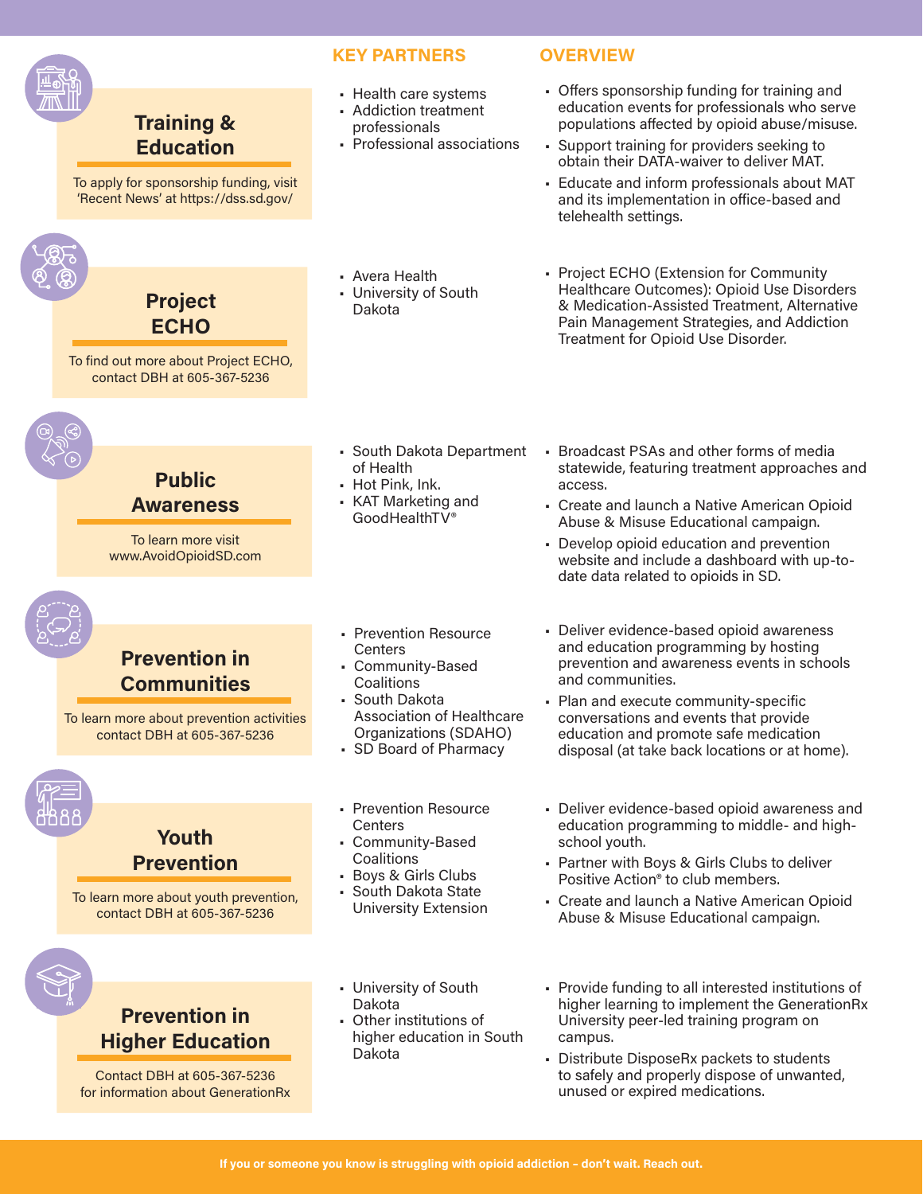| | KEY PARTNERS | OVERVIEW |
|---|---|---|
| **Training & Education**<br>To apply for sponsorship funding, visit 'Recent News' at https://dss.sd.gov/ | ▪ Health care systems<br>▪ Addiction treatment professionals<br>▪ Professional associations | ▪ Offers sponsorship funding for training and education events for professionals who serve populations affected by opioid abuse/misuse.<br>▪ Support training for providers seeking to obtain their DATA-waiver to deliver MAT.<br>▪ Educate and inform professionals about MAT and its implementation in office-based and telehealth settings. |
| **Project ECHO**<br>To find out more about Project ECHO, contact DBH at 605-367-5236 | ▪ Avera Health<br>▪ University of South Dakota | ▪ Project ECHO (Extension for Community Healthcare Outcomes): Opioid Use Disorders & Medication-Assisted Treatment, Alternative Pain Management Strategies, and Addiction Treatment for Opioid Use Disorder. |
| **Public Awareness**<br>To learn more visit www.AvoidOpioidSD.com | ▪ South Dakota Department of Health<br>▪ Hot Pink, Ink.<br>▪ KAT Marketing and GoodHealthTV® | ▪ Broadcast PSAs and other forms of media statewide, featuring treatment approaches and access.<br>▪ Create and launch a Native American Opioid Abuse & Misuse Educational campaign.<br>▪ Develop opioid education and prevention website and include a dashboard with up-to-date data related to opioids in SD. |
| **Prevention in Communities**<br>To learn more about prevention activities contact DBH at 605-367-5236 | ▪ Prevention Resource Centers<br>▪ Community-Based Coalitions<br>▪ South Dakota Association of Healthcare Organizations (SDAHO)<br>▪ SD Board of Pharmacy | ▪ Deliver evidence-based opioid awareness and education programming by hosting prevention and awareness events in schools and communities.<br>▪ Plan and execute community-specific conversations and events that provide education and promote safe medication disposal (at take back locations or at home). |
| **Youth Prevention**<br>To learn more about youth prevention, contact DBH at 605-367-5236 | ▪ Prevention Resource Centers<br>▪ Community-Based Coalitions<br>▪ Boys & Girls Clubs<br>▪ South Dakota State University Extension | ▪ Deliver evidence-based opioid awareness and education programming to middle- and high-school youth.<br>▪ Partner with Boys & Girls Clubs to deliver Positive Action® to club members.<br>▪ Create and launch a Native American Opioid Abuse & Misuse Educational campaign. |
| **Prevention in Higher Education**<br>Contact DBH at 605-367-5236 for information about GenerationRx | ▪ University of South Dakota<br>▪ Other institutions of higher education in South Dakota | ▪ Provide funding to all interested institutions of higher learning to implement the GenerationRx University peer-led training program on campus.<br>▪ Distribute DisposeRx packets to students to safely and properly dispose of unwanted, unused or expired medications. |

**If you or someone you know is struggling with opioid addiction – don't wait. Reach out.**